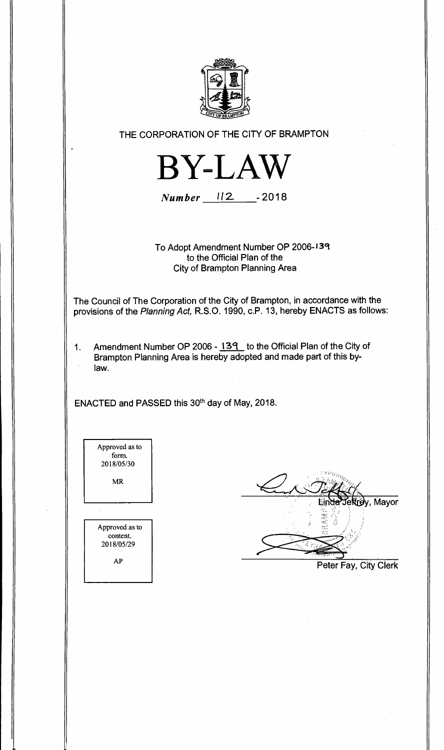THE CORPORATION OF THE CITY OF BRAMPTON

# BY-LAW

*Number* 112 - 2018

To Adopt Amendment Number OP 2006-139 to the Official Plan of the City of Brampton Planning Area

The Council of The Corporation of the City of Brampton, in accordance with the provisions of the *Planning Act*, R.S.O. 1990, c.P. 13, hereby ENACTS as follows:

1. Amendment Number OP 2006 - 139 to the Official Plan of the City of Brampton Planning Area is hereby adopted and made part of this by-law.

ENACTED and PASSED this 30th day of May, 2018.

Approved as to form.
2018/05/30
MR

Approved as to content.
2018/05/29
AP

Linda Jeffrey, Mayor

Peter Fay, City Clerk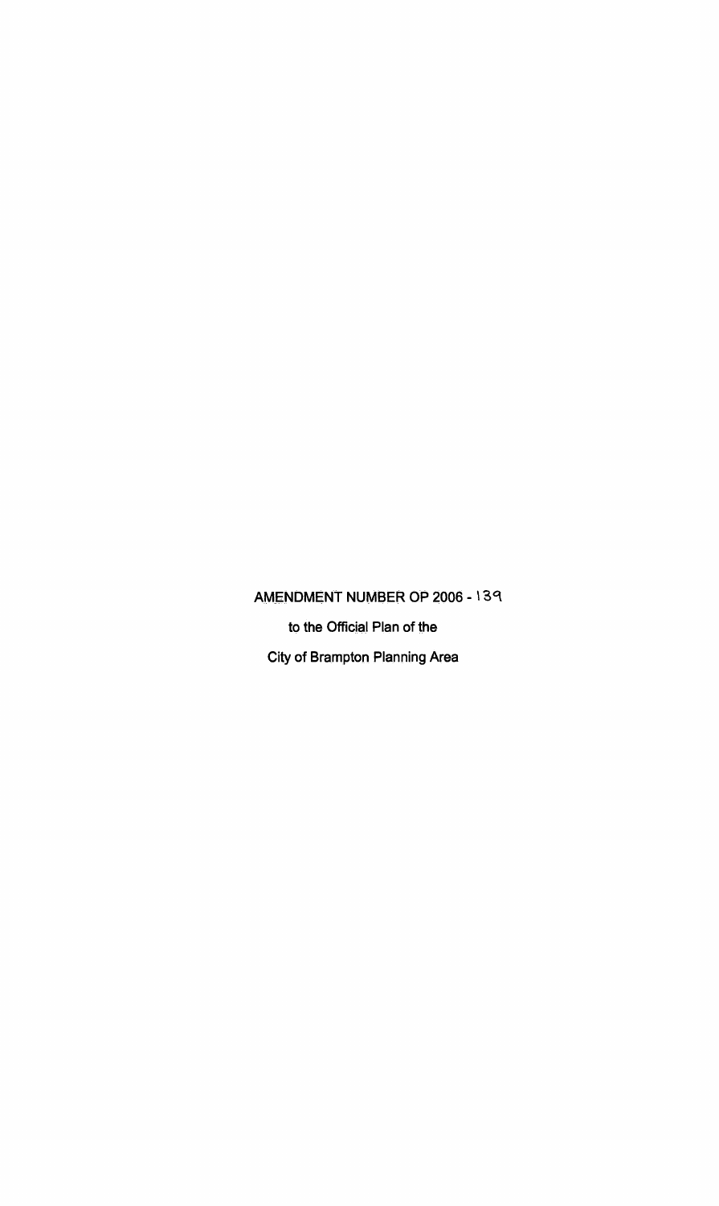AMENDMENT NUMBER OP 2006 - 139

to the Official Plan of the

City of Brampton Planning Area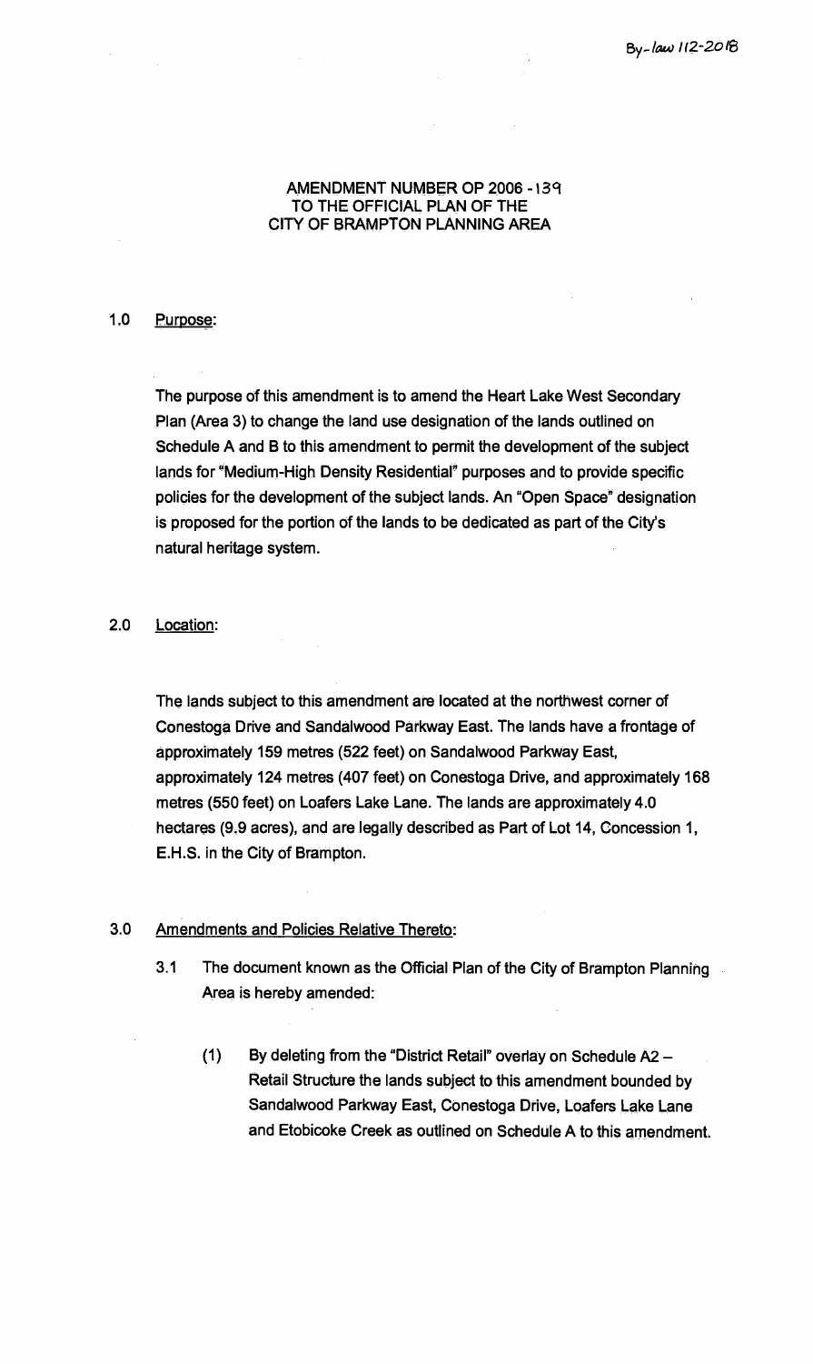By-law 112-2018

# AMENDMENT NUMBER OP 2006 - 139 TO THE OFFICIAL PLAN OF THE CITY OF BRAMPTON PLANNING AREA

## 1.0 Purpose:

The purpose of this amendment is to amend the Heart Lake West Secondary Plan (Area 3) to change the land use designation of the lands outlined on Schedule A and B to this amendment to permit the development of the subject lands for "Medium-High Density Residential" purposes and to provide specific policies for the development of the subject lands. An "Open Space" designation is proposed for the portion of the lands to be dedicated as part of the City's natural heritage system.

## 2.0 Location:

The lands subject to this amendment are located at the northwest corner of Conestoga Drive and Sandalwood Parkway East. The lands have a frontage of approximately 159 metres (522 feet) on Sandalwood Parkway East, approximately 124 metres (407 feet) on Conestoga Drive, and approximately 168 metres (550 feet) on Loafers Lake Lane. The lands are approximately 4.0 hectares (9.9 acres), and are legally described as Part of Lot 14, Concession 1, E.H.S. in the City of Brampton.

## 3.0 Amendments and Policies Relative Thereto:

3.1 The document known as the Official Plan of the City of Brampton Planning Area is hereby amended:

(1) By deleting from the "District Retail" overlay on Schedule A2 – Retail Structure the lands subject to this amendment bounded by Sandalwood Parkway East, Conestoga Drive, Loafers Lake Lane and Etobicoke Creek as outlined on Schedule A to this amendment.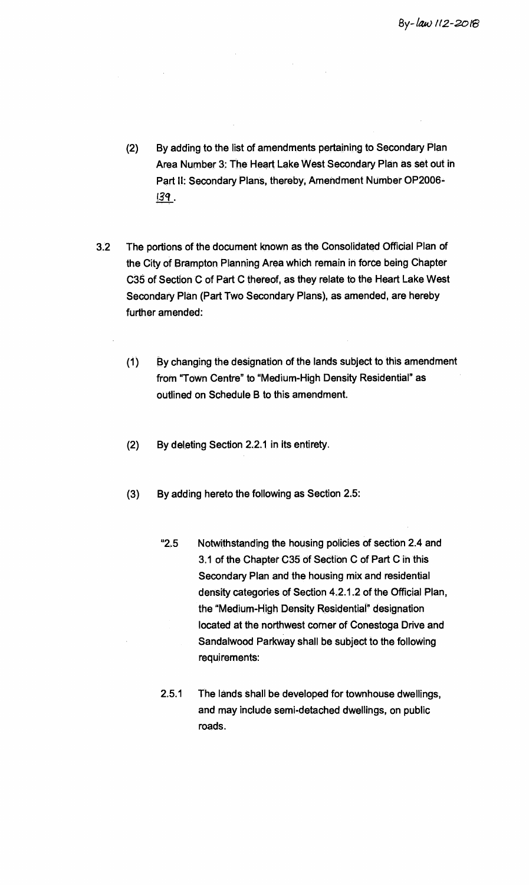(2) By adding to the list of amendments pertaining to Secondary Plan Area Number 3: The Heart Lake West Secondary Plan as set out in Part II: Secondary Plans, thereby, Amendment Number OP2006-139.

3.2 The portions of the document known as the Consolidated Official Plan of the City of Brampton Planning Area which remain in force being Chapter C35 of Section C of Part C thereof, as they relate to the Heart Lake West Secondary Plan (Part Two Secondary Plans), as amended, are hereby further amended:

(1) By changing the designation of the lands subject to this amendment from "Town Centre" to "Medium-High Density Residential" as outlined on Schedule B to this amendment.

(2) By deleting Section 2.2.1 in its entirety.

(3) By adding hereto the following as Section 2.5:

"2.5 Notwithstanding the housing policies of section 2.4 and 3.1 of the Chapter C35 of Section C of Part C in this Secondary Plan and the housing mix and residential density categories of Section 4.2.1.2 of the Official Plan, the "Medium-High Density Residential" designation located at the northwest corner of Conestoga Drive and Sandalwood Parkway shall be subject to the following requirements:

2.5.1 The lands shall be developed for townhouse dwellings, and may include semi-detached dwellings, on public roads.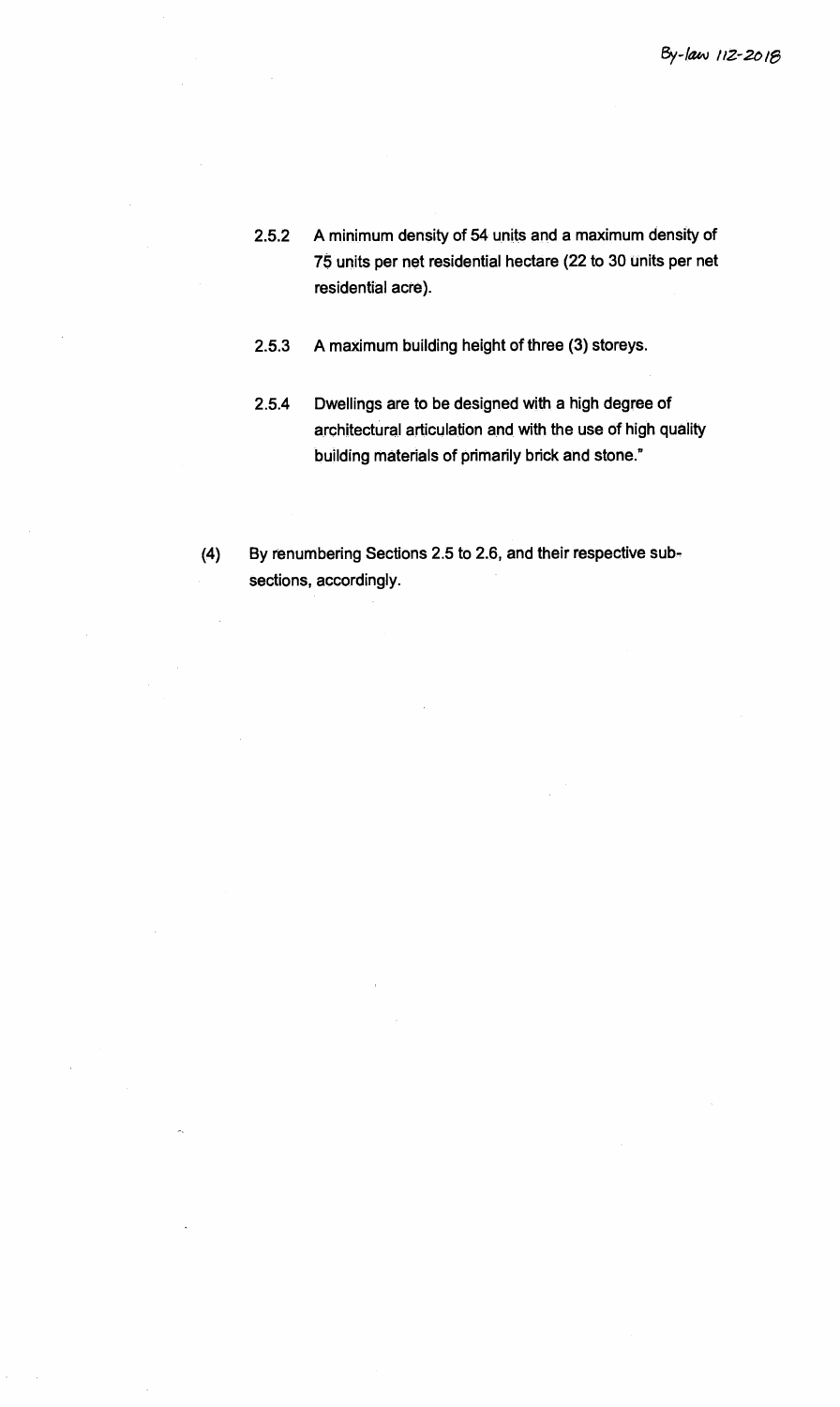2.5.2 A minimum density of 54 units and a maximum density of 75 units per net residential hectare (22 to 30 units per net residential acre).

2.5.3 A maximum building height of three (3) storeys.

2.5.4 Dwellings are to be designed with a high degree of architectural articulation and with the use of high quality building materials of primarily brick and stone."

(4) By renumbering Sections 2.5 to 2.6, and their respective sub-sections, accordingly.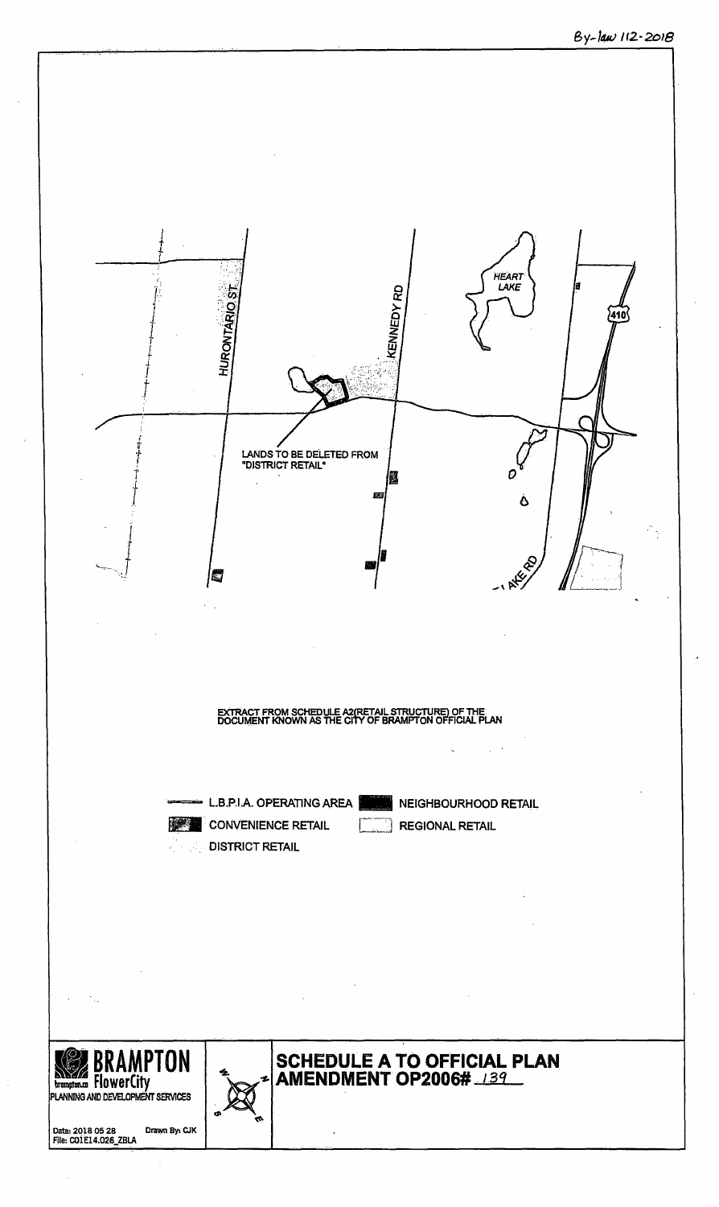By-law 112-2018

HEART LAKE

410

HURONTARIO ST.

KENNEDY RD

LANDS TO BE DELETED FROM "DISTRICT RETAIL"

LAKE RD

EXTRACT FROM SCHEDULE A2(RETAIL STRUCTURE) OF THE DOCUMENT KNOWN AS THE CITY OF BRAMPTON OFFICIAL PLAN

- L.B.P.I.A. OPERATING AREA
- CONVENIENCE RETAIL
- DISTRICT RETAIL
- NEIGHBOURHOOD RETAIL
- REGIONAL RETAIL

BRAMPTON
brampton.ca FlowerCity
PLANNING AND DEVELOPMENT SERVICES

Date: 2018 05 28 Drawn By: CJK
File: C01E14.026_ZBLA

# SCHEDULE A TO OFFICIAL PLAN AMENDMENT OP2006# 139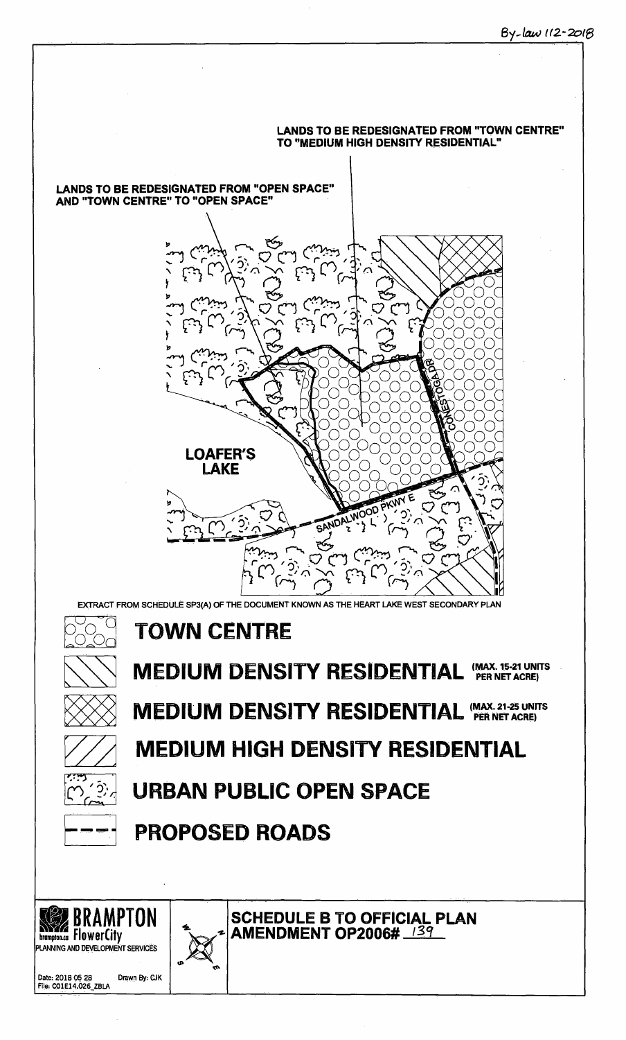By-law 112-2018

LANDS TO BE REDESIGNATED FROM "TOWN CENTRE" TO "MEDIUM HIGH DENSITY RESIDENTIAL"

LANDS TO BE REDESIGNATED FROM "OPEN SPACE" AND "TOWN CENTRE" TO "OPEN SPACE"

LOAFER'S LAKE

CONESTOGA DR

SANDALWOOD PKWY E

EXTRACT FROM SCHEDULE SP3(A) OF THE DOCUMENT KNOWN AS THE HEART LAKE WEST SECONDARY PLAN

**TOWN CENTRE**

**MEDIUM DENSITY RESIDENTIAL** (MAX. 15-21 UNITS PER NET ACRE)

**MEDIUM DENSITY RESIDENTIAL** (MAX. 21-25 UNITS PER NET ACRE)

**MEDIUM HIGH DENSITY RESIDENTIAL**

**URBAN PUBLIC OPEN SPACE**

**PROPOSED ROADS**

BRAMPTON brampton.ca FlowerCity
PLANNING AND DEVELOPMENT SERVICES

Date: 2018 05 28 Drawn By: CJK
File: C01E14.026_ZBLA

**SCHEDULE B TO OFFICIAL PLAN AMENDMENT OP2006# 139**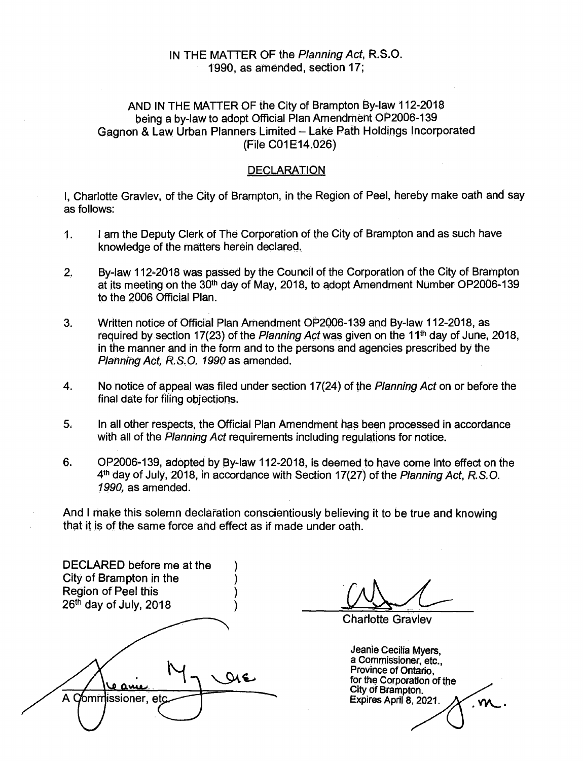IN THE MATTER OF the *Planning Act*, R.S.O. 1990, as amended, section 17;

AND IN THE MATTER OF the City of Brampton By-law 112-2018 being a by-law to adopt Official Plan Amendment OP2006-139 Gagnon & Law Urban Planners Limited – Lake Path Holdings Incorporated (File C01E14.026)

## DECLARATION

I, Charlotte Gravlev, of the City of Brampton, in the Region of Peel, hereby make oath and say as follows:

1. I am the Deputy Clerk of The Corporation of the City of Brampton and as such have knowledge of the matters herein declared.

2. By-law 112-2018 was passed by the Council of the Corporation of the City of Brampton at its meeting on the 30th day of May, 2018, to adopt Amendment Number OP2006-139 to the 2006 Official Plan.

3. Written notice of Official Plan Amendment OP2006-139 and By-law 112-2018, as required by section 17(23) of the *Planning Act* was given on the 11th day of June, 2018, in the manner and in the form and to the persons and agencies prescribed by the *Planning Act, R.S.O. 1990* as amended.

4. No notice of appeal was filed under section 17(24) of the *Planning Act* on or before the final date for filing objections.

5. In all other respects, the Official Plan Amendment has been processed in accordance with all of the *Planning Act* requirements including regulations for notice.

6. OP2006-139, adopted by By-law 112-2018, is deemed to have come into effect on the 4th day of July, 2018, in accordance with Section 17(27) of the *Planning Act, R.S.O. 1990,* as amended.

And I make this solemn declaration conscientiously believing it to be true and knowing that it is of the same force and effect as if made under oath.

DECLARED before me at the City of Brampton in the Region of Peel this 26th day of July, 2018

A Commissioner, etc.

Charlotte Gravlev

Jeanie Cecilia Myers,
a Commissioner, etc.,
Province of Ontario,
for the Corporation of the
City of Brampton.
Expires April 8, 2021.